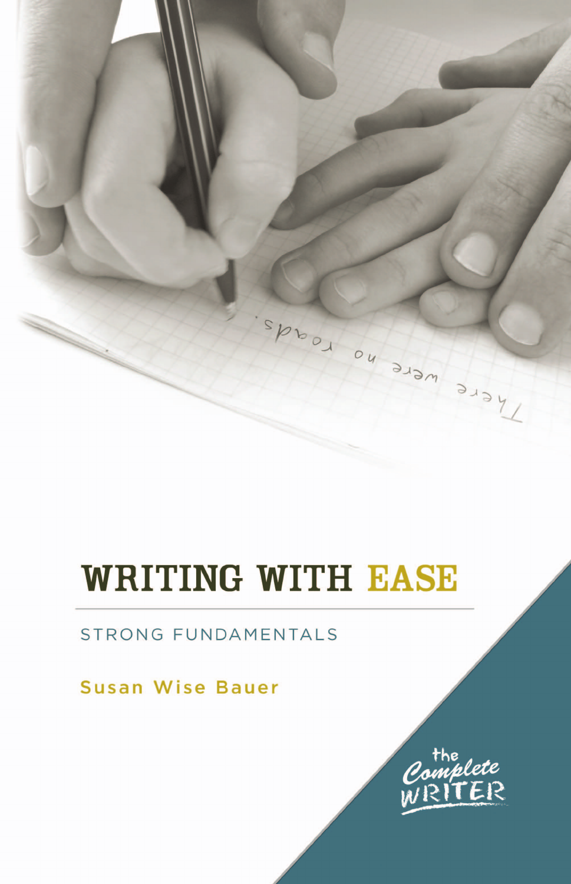# WRITING WITH EASE

STRONG FUNDAMENTALS

Susan Wise Bauer

the Complete WRITER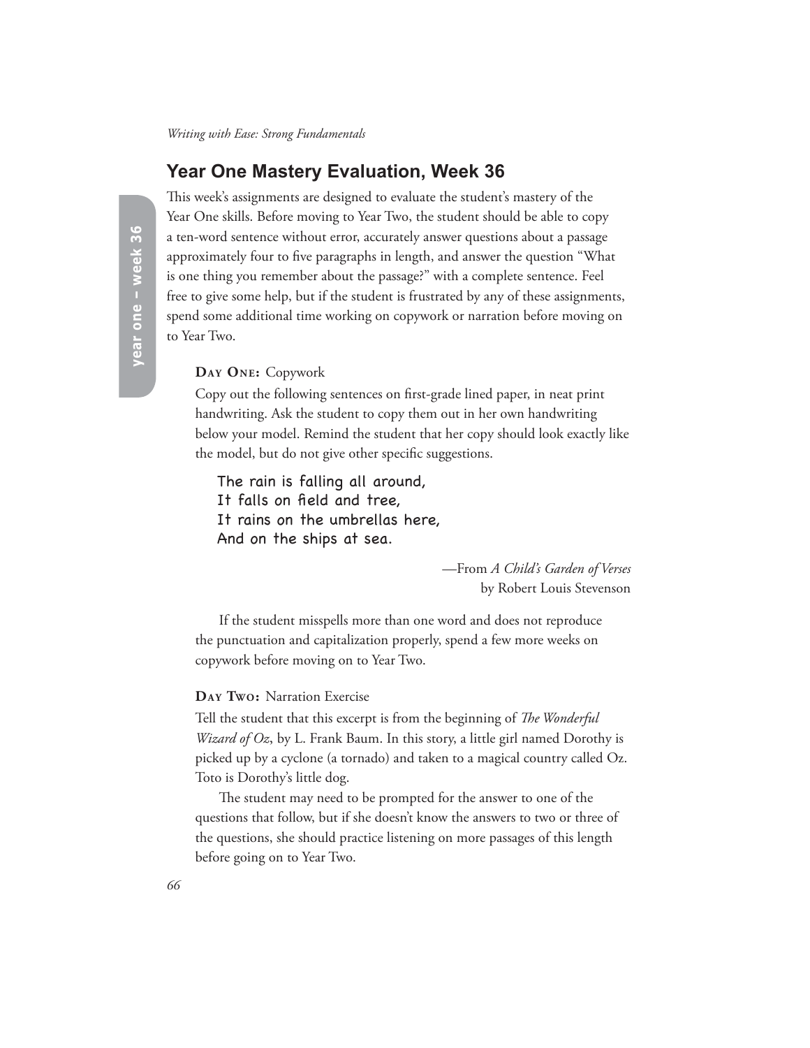## Year One Mastery Evaluation, Week 36

This week's assignments are designed to evaluate the student's mastery of the Year One skills. Before moving to Year Two, the student should be able to copy a ten-word sentence without error, accurately answer questions about a passage approximately four to five paragraphs in length, and answer the question "What is one thing you remember about the passage?" with a complete sentence. Feel free to give some help, but if the student is frustrated by any of these assignments, spend some additional time working on copywork or narration before moving on to Year Two.

**Day One:** Copywork

Copy out the following sentences on first-grade lined paper, in neat print handwriting. Ask the student to copy them out in her own handwriting below your model. Remind the student that her copy should look exactly like the model, but do not give other specific suggestions.

> The rain is falling all around,
> It falls on field and tree,
> It rains on the umbrellas here,
> And on the ships at sea.

—From *A Child's Garden of Verses*
by Robert Louis Stevenson

If the student misspells more than one word and does not reproduce the punctuation and capitalization properly, spend a few more weeks on copywork before moving on to Year Two.

**Day Two:** Narration Exercise

Tell the student that this excerpt is from the beginning of *The Wonderful Wizard of Oz*, by L. Frank Baum. In this story, a little girl named Dorothy is picked up by a cyclone (a tornado) and taken to a magical country called Oz. Toto is Dorothy's little dog.

The student may need to be prompted for the answer to one of the questions that follow, but if she doesn't know the answers to two or three of the questions, she should practice listening on more passages of this length before going on to Year Two.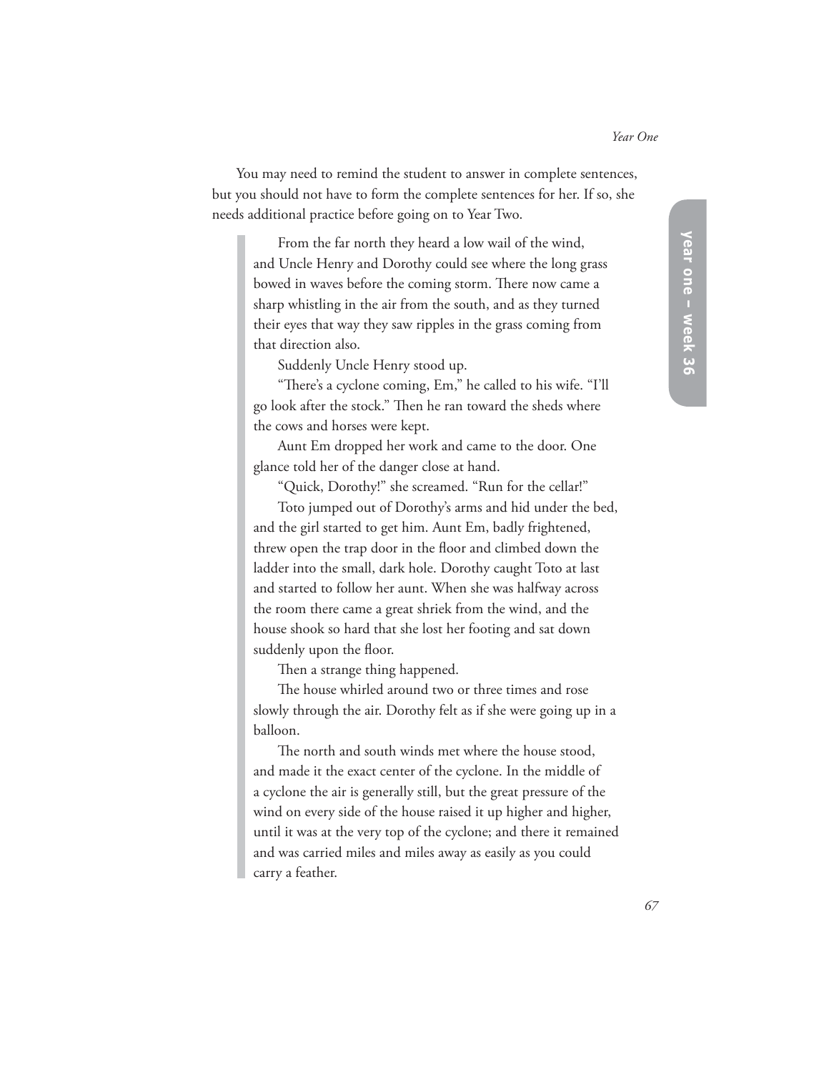You may need to remind the student to answer in complete sentences, but you should not have to form the complete sentences for her. If so, she needs additional practice before going on to Year Two.

> From the far north they heard a low wail of the wind, and Uncle Henry and Dorothy could see where the long grass bowed in waves before the coming storm. There now came a sharp whistling in the air from the south, and as they turned their eyes that way they saw ripples in the grass coming from that direction also.
>
> Suddenly Uncle Henry stood up.
>
> "There's a cyclone coming, Em," he called to his wife. "I'll go look after the stock." Then he ran toward the sheds where the cows and horses were kept.
>
> Aunt Em dropped her work and came to the door. One glance told her of the danger close at hand.
>
> "Quick, Dorothy!" she screamed. "Run for the cellar!"
>
> Toto jumped out of Dorothy's arms and hid under the bed, and the girl started to get him. Aunt Em, badly frightened, threw open the trap door in the floor and climbed down the ladder into the small, dark hole. Dorothy caught Toto at last and started to follow her aunt. When she was halfway across the room there came a great shriek from the wind, and the house shook so hard that she lost her footing and sat down suddenly upon the floor.
>
> Then a strange thing happened.
>
> The house whirled around two or three times and rose slowly through the air. Dorothy felt as if she were going up in a balloon.
>
> The north and south winds met where the house stood, and made it the exact center of the cyclone. In the middle of a cyclone the air is generally still, but the great pressure of the wind on every side of the house raised it up higher and higher, until it was at the very top of the cyclone; and there it remained and was carried miles and miles away as easily as you could carry a feather.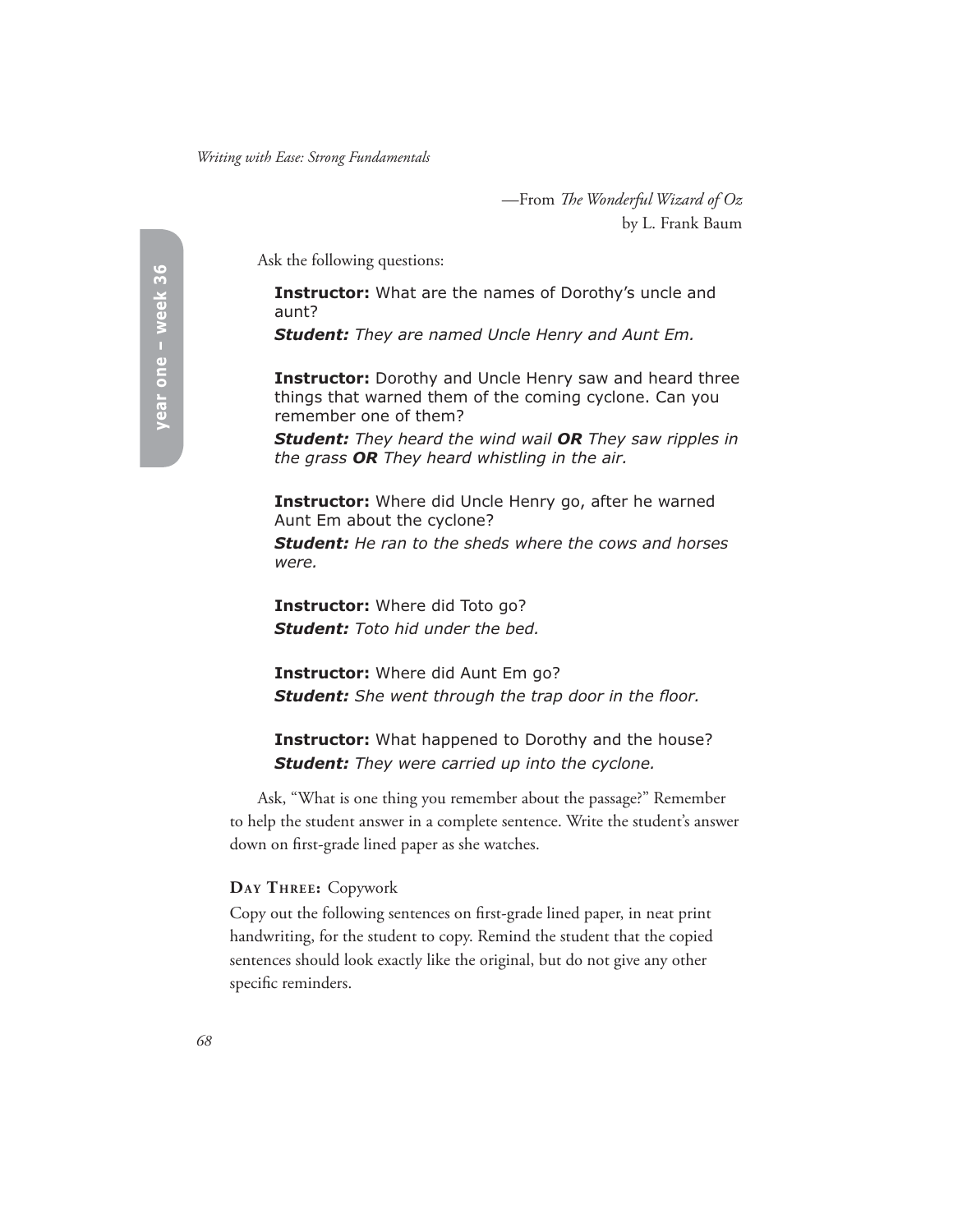—From *The Wonderful Wizard of Oz*
by L. Frank Baum

Ask the following questions:

> **Instructor:** What are the names of Dorothy's uncle and aunt?
> ***Student:*** *They are named Uncle Henry and Aunt Em.*
>
> **Instructor:** Dorothy and Uncle Henry saw and heard three things that warned them of the coming cyclone. Can you remember one of them?
> ***Student:*** *They heard the wind wail* ***OR*** *They saw ripples in the grass* ***OR*** *They heard whistling in the air.*
>
> **Instructor:** Where did Uncle Henry go, after he warned Aunt Em about the cyclone?
> ***Student:*** *He ran to the sheds where the cows and horses were.*
>
> **Instructor:** Where did Toto go?
> ***Student:*** *Toto hid under the bed.*
>
> **Instructor:** Where did Aunt Em go?
> ***Student:*** *She went through the trap door in the floor.*
>
> **Instructor:** What happened to Dorothy and the house?
> ***Student:*** *They were carried up into the cyclone.*

Ask, "What is one thing you remember about the passage?" Remember to help the student answer in a complete sentence. Write the student's answer down on first-grade lined paper as she watches.

**Day Three:** Copywork

Copy out the following sentences on first-grade lined paper, in neat print handwriting, for the student to copy. Remind the student that the copied sentences should look exactly like the original, but do not give any other specific reminders.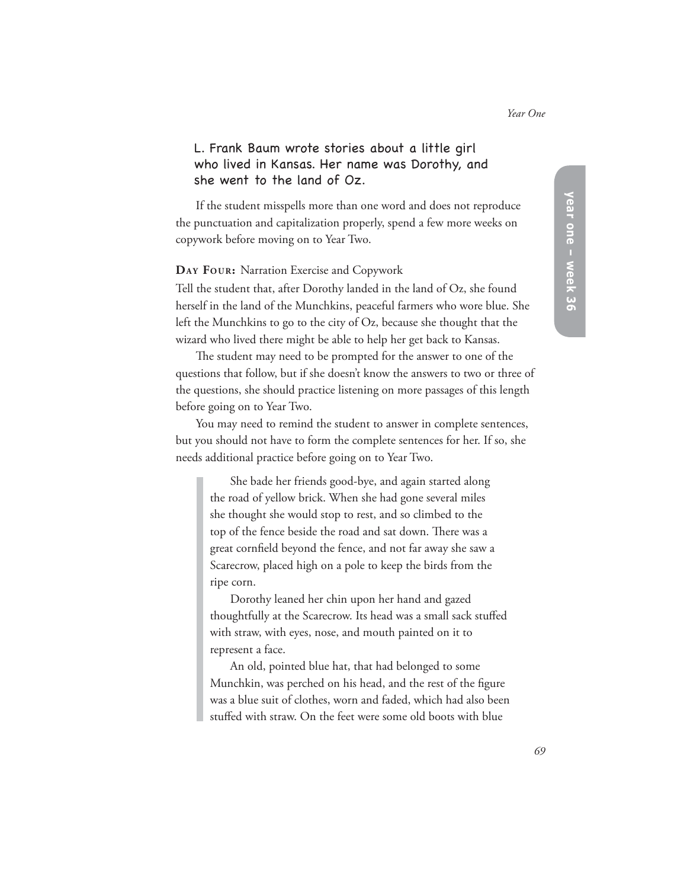L. Frank Baum wrote stories about a little girl who lived in Kansas. Her name was Dorothy, and she went to the land of Oz.

If the student misspells more than one word and does not reproduce the punctuation and capitalization properly, spend a few more weeks on copywork before moving on to Year Two.

**Day Four:** Narration Exercise and Copywork

Tell the student that, after Dorothy landed in the land of Oz, she found herself in the land of the Munchkins, peaceful farmers who wore blue. She left the Munchkins to go to the city of Oz, because she thought that the wizard who lived there might be able to help her get back to Kansas.

The student may need to be prompted for the answer to one of the questions that follow, but if she doesn't know the answers to two or three of the questions, she should practice listening on more passages of this length before going on to Year Two.

You may need to remind the student to answer in complete sentences, but you should not have to form the complete sentences for her. If so, she needs additional practice before going on to Year Two.

> She bade her friends good-bye, and again started along the road of yellow brick. When she had gone several miles she thought she would stop to rest, and so climbed to the top of the fence beside the road and sat down. There was a great cornfield beyond the fence, and not far away she saw a Scarecrow, placed high on a pole to keep the birds from the ripe corn.
>
> Dorothy leaned her chin upon her hand and gazed thoughtfully at the Scarecrow. Its head was a small sack stuffed with straw, with eyes, nose, and mouth painted on it to represent a face.
>
> An old, pointed blue hat, that had belonged to some Munchkin, was perched on his head, and the rest of the figure was a blue suit of clothes, worn and faded, which had also been stuffed with straw. On the feet were some old boots with blue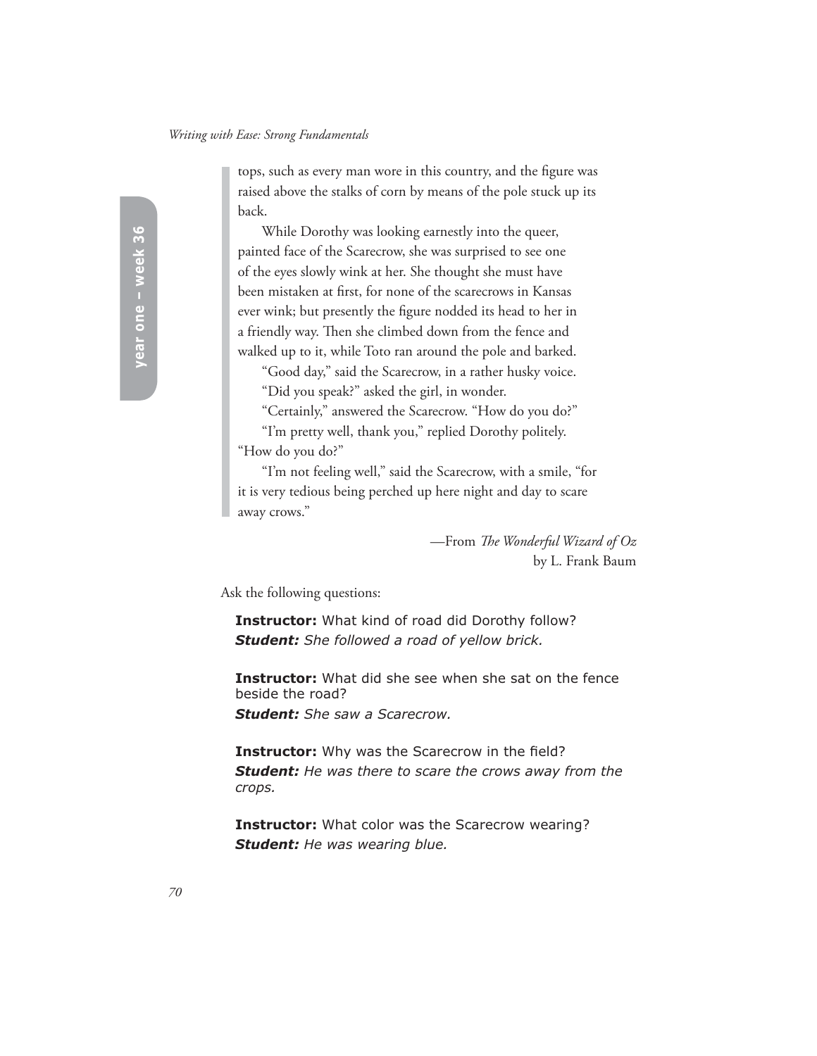> tops, such as every man wore in this country, and the figure was raised above the stalks of corn by means of the pole stuck up its back.
>
> While Dorothy was looking earnestly into the queer, painted face of the Scarecrow, she was surprised to see one of the eyes slowly wink at her. She thought she must have been mistaken at first, for none of the scarecrows in Kansas ever wink; but presently the figure nodded its head to her in a friendly way. Then she climbed down from the fence and walked up to it, while Toto ran around the pole and barked.
>
> "Good day," said the Scarecrow, in a rather husky voice.
>
> "Did you speak?" asked the girl, in wonder.
>
> "Certainly," answered the Scarecrow. "How do you do?"
>
> "I'm pretty well, thank you," replied Dorothy politely. "How do you do?"
>
> "I'm not feeling well," said the Scarecrow, with a smile, "for it is very tedious being perched up here night and day to scare away crows."

—From *The Wonderful Wizard of Oz* by L. Frank Baum

Ask the following questions:

**Instructor:** What kind of road did Dorothy follow?
***Student:*** *She followed a road of yellow brick.*

**Instructor:** What did she see when she sat on the fence beside the road?
***Student:*** *She saw a Scarecrow.*

**Instructor:** Why was the Scarecrow in the field?
***Student:*** *He was there to scare the crows away from the crops.*

**Instructor:** What color was the Scarecrow wearing?
***Student:*** *He was wearing blue.*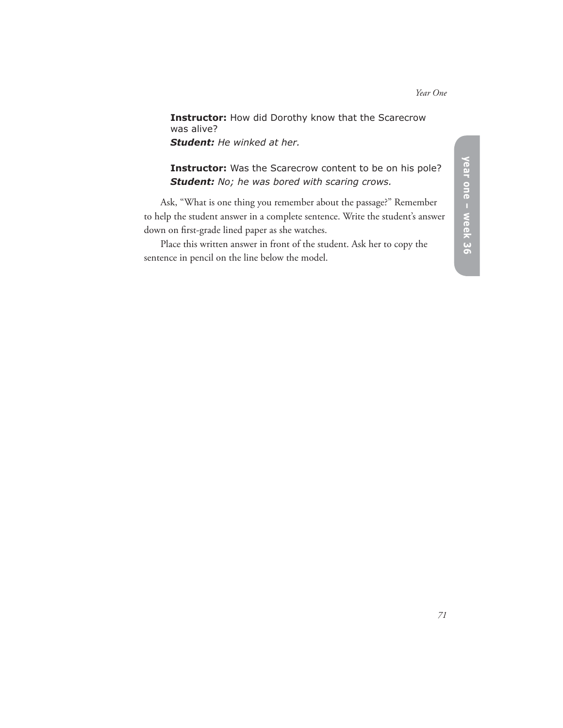**Instructor:** How did Dorothy know that the Scarecrow was alive?
***Student:*** *He winked at her.*

**Instructor:** Was the Scarecrow content to be on his pole?
***Student:*** *No; he was bored with scaring crows.*

Ask, "What is one thing you remember about the passage?" Remember to help the student answer in a complete sentence. Write the student's answer down on first-grade lined paper as she watches.

Place this written answer in front of the student. Ask her to copy the sentence in pencil on the line below the model.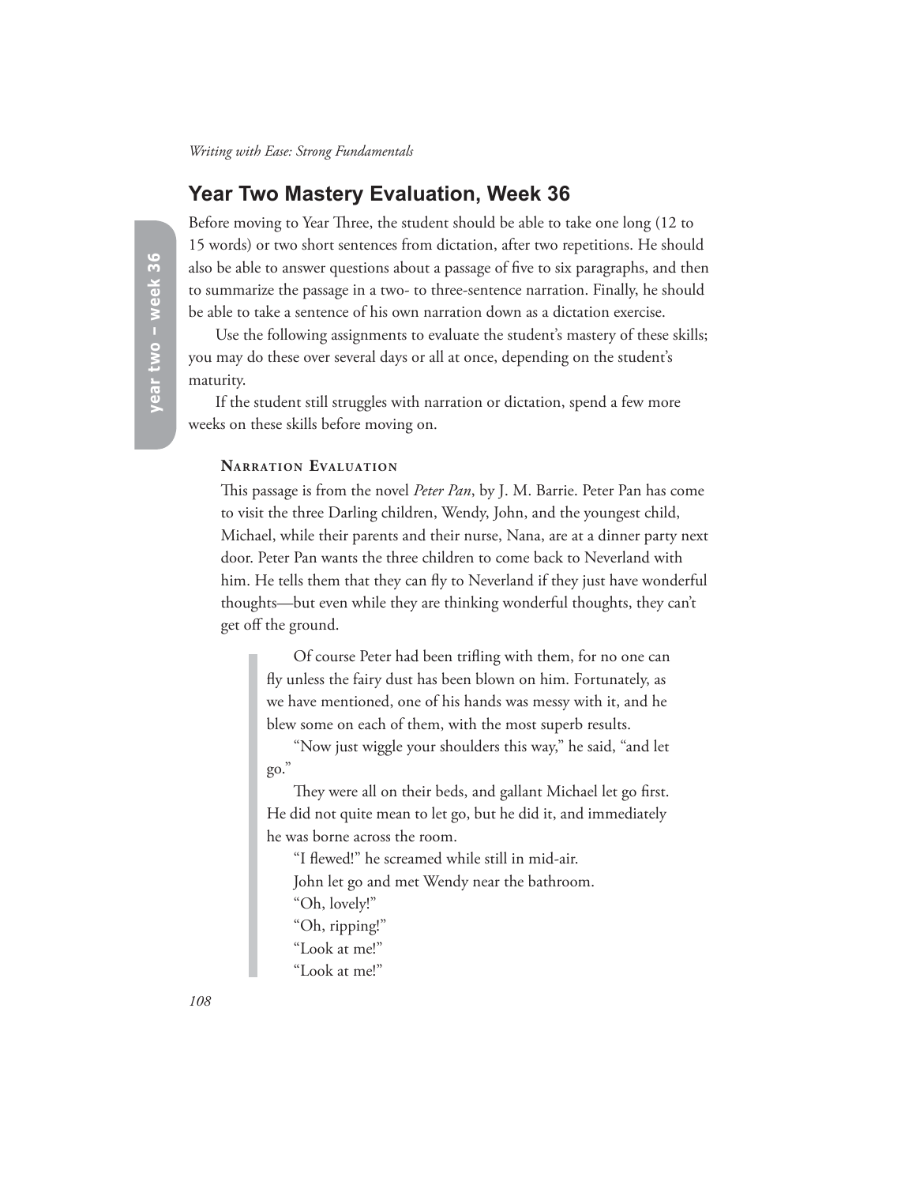## Year Two Mastery Evaluation, Week 36

Before moving to Year Three, the student should be able to take one long (12 to 15 words) or two short sentences from dictation, after two repetitions. He should also be able to answer questions about a passage of five to six paragraphs, and then to summarize the passage in a two- to three-sentence narration. Finally, he should be able to take a sentence of his own narration down as a dictation exercise.

Use the following assignments to evaluate the student's mastery of these skills; you may do these over several days or all at once, depending on the student's maturity.

If the student still struggles with narration or dictation, spend a few more weeks on these skills before moving on.

#### Narration Evaluation

This passage is from the novel *Peter Pan*, by J. M. Barrie. Peter Pan has come to visit the three Darling children, Wendy, John, and the youngest child, Michael, while their parents and their nurse, Nana, are at a dinner party next door. Peter Pan wants the three children to come back to Neverland with him. He tells them that they can fly to Neverland if they just have wonderful thoughts—but even while they are thinking wonderful thoughts, they can't get off the ground.

> Of course Peter had been trifling with them, for no one can fly unless the fairy dust has been blown on him. Fortunately, as we have mentioned, one of his hands was messy with it, and he blew some on each of them, with the most superb results.
>
> "Now just wiggle your shoulders this way," he said, "and let go."
>
> They were all on their beds, and gallant Michael let go first. He did not quite mean to let go, but he did it, and immediately he was borne across the room.
>
> "I flewed!" he screamed while still in mid-air.
>
> John let go and met Wendy near the bathroom.
>
> "Oh, lovely!"
>
> "Oh, ripping!"
>
> "Look at me!"
>
> "Look at me!"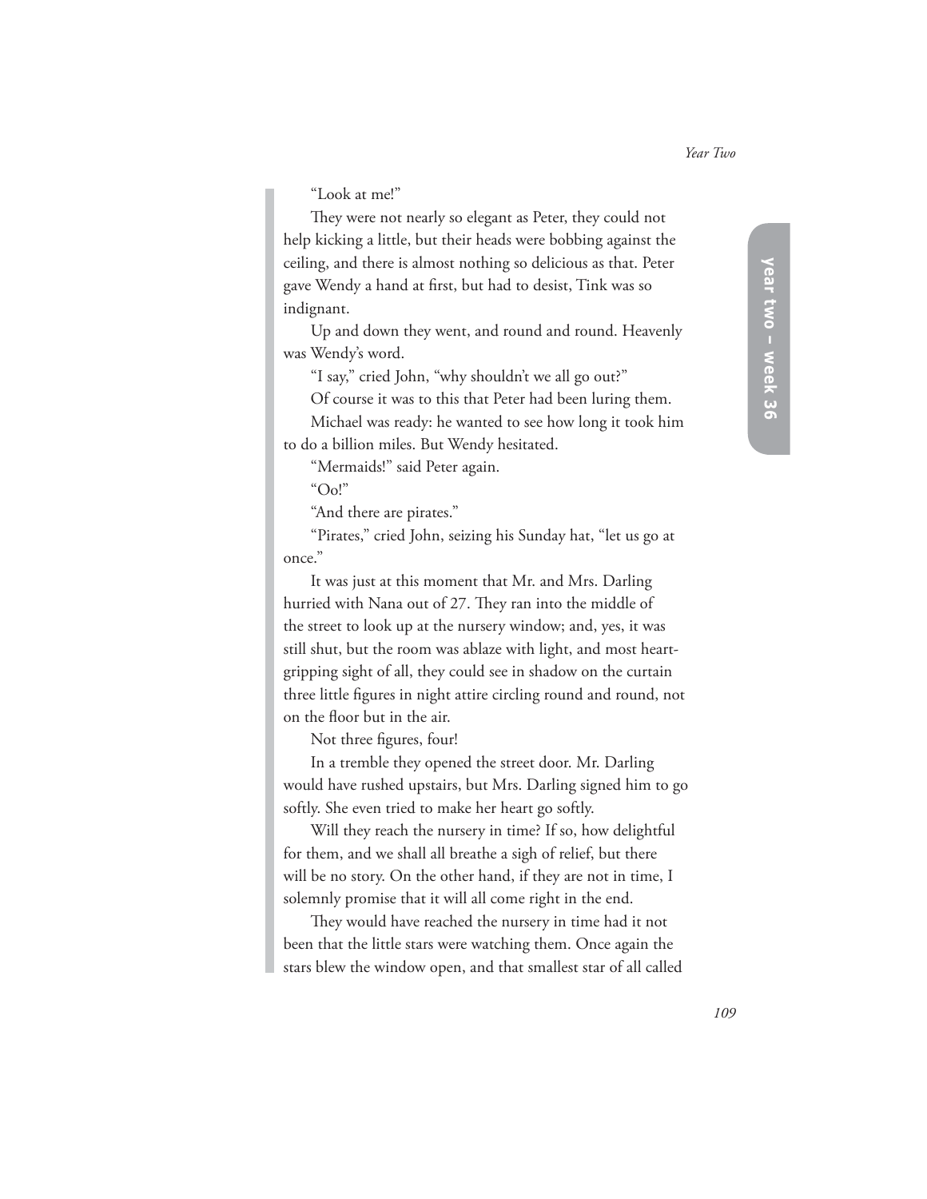"Look at me!"

They were not nearly so elegant as Peter, they could not help kicking a little, but their heads were bobbing against the ceiling, and there is almost nothing so delicious as that. Peter gave Wendy a hand at first, but had to desist, Tink was so indignant.

Up and down they went, and round and round. Heavenly was Wendy's word.

"I say," cried John, "why shouldn't we all go out?"

Of course it was to this that Peter had been luring them.

Michael was ready: he wanted to see how long it took him to do a billion miles. But Wendy hesitated.

"Mermaids!" said Peter again.

"Oo!"

"And there are pirates."

"Pirates," cried John, seizing his Sunday hat, "let us go at once."

It was just at this moment that Mr. and Mrs. Darling hurried with Nana out of 27. They ran into the middle of the street to look up at the nursery window; and, yes, it was still shut, but the room was ablaze with light, and most heart-gripping sight of all, they could see in shadow on the curtain three little figures in night attire circling round and round, not on the floor but in the air.

Not three figures, four!

In a tremble they opened the street door. Mr. Darling would have rushed upstairs, but Mrs. Darling signed him to go softly. She even tried to make her heart go softly.

Will they reach the nursery in time? If so, how delightful for them, and we shall all breathe a sigh of relief, but there will be no story. On the other hand, if they are not in time, I solemnly promise that it will all come right in the end.

They would have reached the nursery in time had it not been that the little stars were watching them. Once again the stars blew the window open, and that smallest star of all called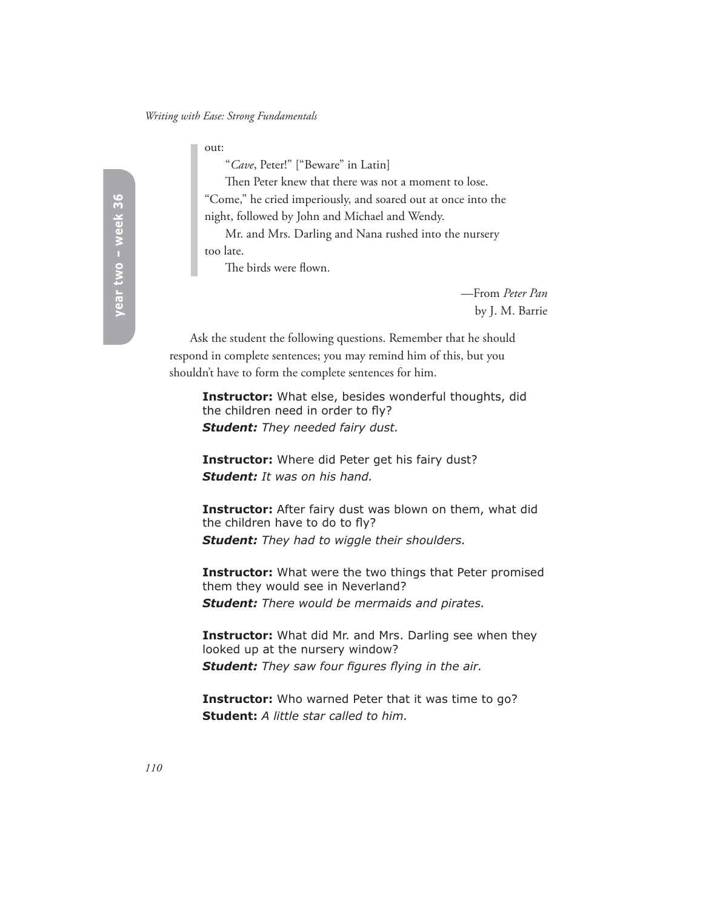> out:
>
> "*Cave*, Peter!" ["Beware" in Latin]
>
> Then Peter knew that there was not a moment to lose. "Come," he cried imperiously, and soared out at once into the night, followed by John and Michael and Wendy.
>
> Mr. and Mrs. Darling and Nana rushed into the nursery too late.
>
> The birds were flown.

—From *Peter Pan*
by J. M. Barrie

Ask the student the following questions. Remember that he should respond in complete sentences; you may remind him of this, but you shouldn't have to form the complete sentences for him.

**Instructor:** What else, besides wonderful thoughts, did the children need in order to fly?
***Student:*** *They needed fairy dust.*

**Instructor:** Where did Peter get his fairy dust?
***Student:*** *It was on his hand.*

**Instructor:** After fairy dust was blown on them, what did the children have to do to fly?
***Student:*** *They had to wiggle their shoulders.*

**Instructor:** What were the two things that Peter promised them they would see in Neverland?
***Student:*** *There would be mermaids and pirates.*

**Instructor:** What did Mr. and Mrs. Darling see when they looked up at the nursery window?
***Student:*** *They saw four figures flying in the air.*

**Instructor:** Who warned Peter that it was time to go?
**Student:** *A little star called to him.*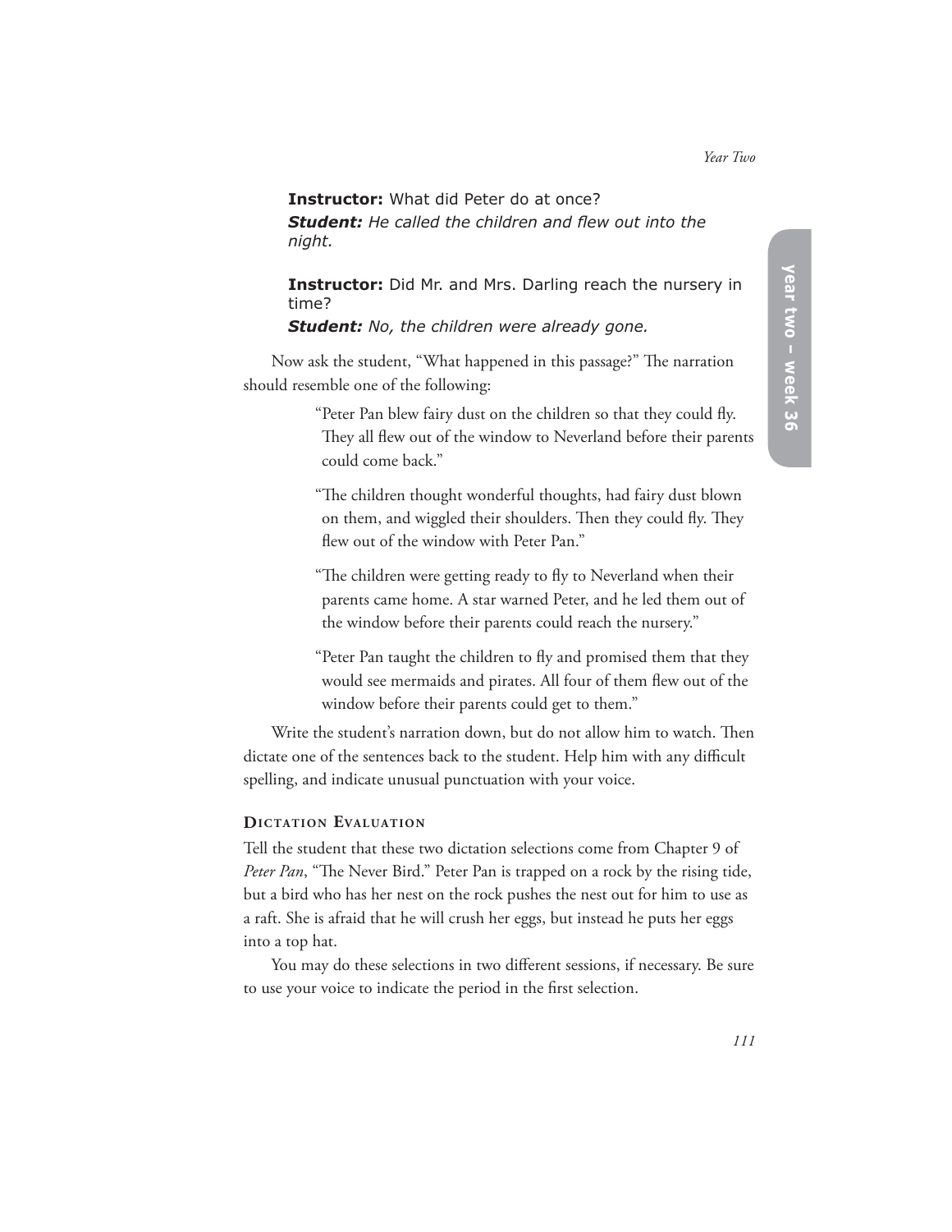**Instructor:** What did Peter do at once?
***Student:*** *He called the children and flew out into the night.*

**Instructor:** Did Mr. and Mrs. Darling reach the nursery in time?
***Student:*** *No, the children were already gone.*

Now ask the student, "What happened in this passage?" The narration should resemble one of the following:

> "Peter Pan blew fairy dust on the children so that they could fly. They all flew out of the window to Neverland before their parents could come back."

> "The children thought wonderful thoughts, had fairy dust blown on them, and wiggled their shoulders. Then they could fly. They flew out of the window with Peter Pan."

> "The children were getting ready to fly to Neverland when their parents came home. A star warned Peter, and he led them out of the window before their parents could reach the nursery."

> "Peter Pan taught the children to fly and promised them that they would see mermaids and pirates. All four of them flew out of the window before their parents could get to them."

Write the student's narration down, but do not allow him to watch. Then dictate one of the sentences back to the student. Help him with any difficult spelling, and indicate unusual punctuation with your voice.

### Dictation Evaluation

Tell the student that these two dictation selections come from Chapter 9 of *Peter Pan*, "The Never Bird." Peter Pan is trapped on a rock by the rising tide, but a bird who has her nest on the rock pushes the nest out for him to use as a raft. She is afraid that he will crush her eggs, but instead he puts her eggs into a top hat.

You may do these selections in two different sessions, if necessary. Be sure to use your voice to indicate the period in the first selection.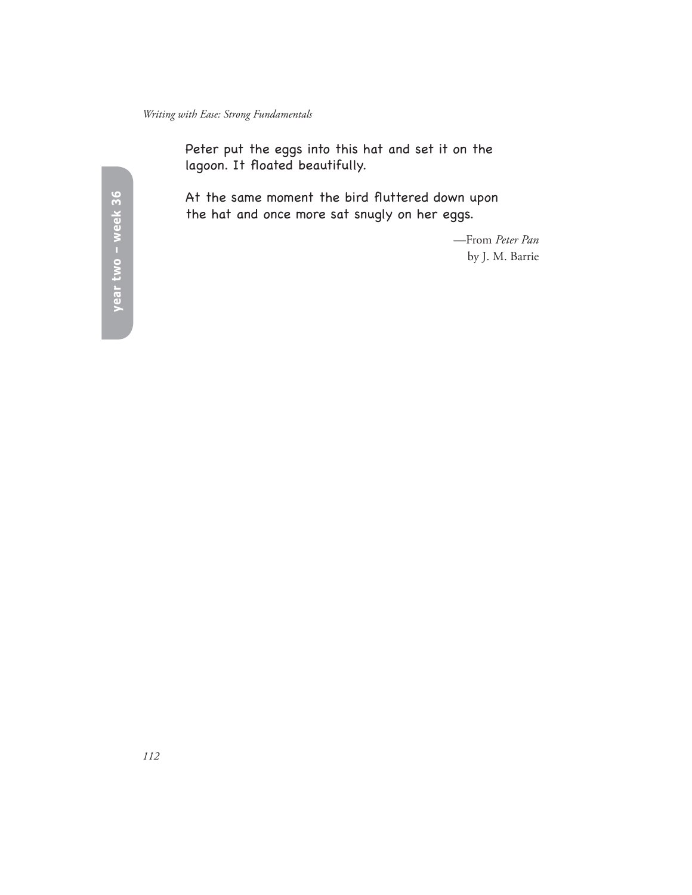Peter put the eggs into this hat and set it on the lagoon. It floated beautifully.

At the same moment the bird fluttered down upon the hat and once more sat snugly on her eggs.

—From *Peter Pan*
by J. M. Barrie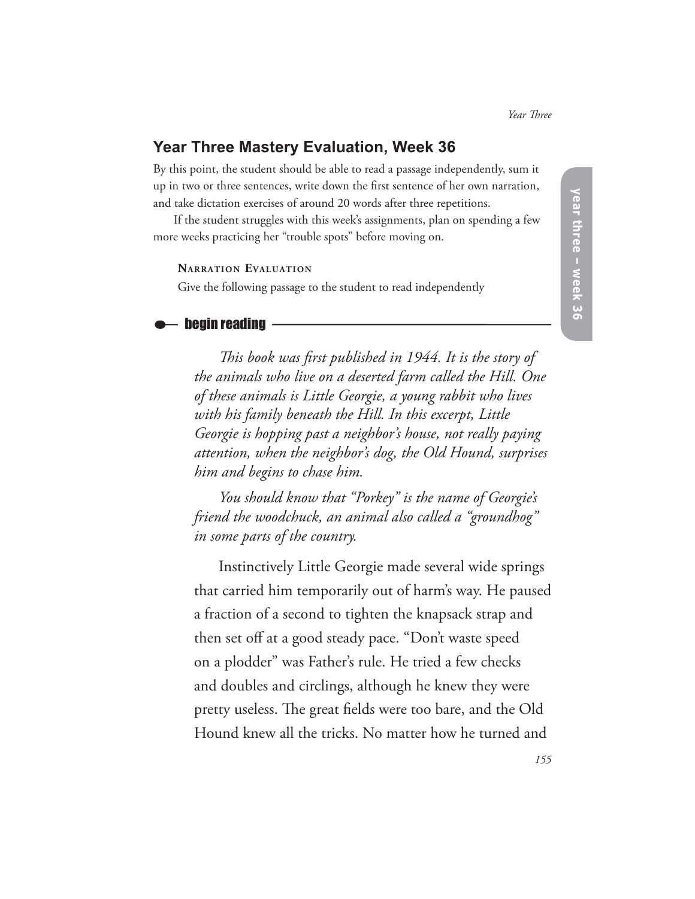## Year Three Mastery Evaluation, Week 36

By this point, the student should be able to read a passage independently, sum it up in two or three sentences, write down the first sentence of her own narration, and take dictation exercises of around 20 words after three repetitions.

If the student struggles with this week's assignments, plan on spending a few more weeks practicing her "trouble spots" before moving on.

**Narration Evaluation**

Give the following passage to the student to read independently

**begin reading**

*This book was first published in 1944. It is the story of the animals who live on a deserted farm called the Hill. One of these animals is Little Georgie, a young rabbit who lives with his family beneath the Hill. In this excerpt, Little Georgie is hopping past a neighbor's house, not really paying attention, when the neighbor's dog, the Old Hound, surprises him and begins to chase him.*

*You should know that "Porkey" is the name of Georgie's friend the woodchuck, an animal also called a "groundhog" in some parts of the country.*

Instinctively Little Georgie made several wide springs that carried him temporarily out of harm's way. He paused a fraction of a second to tighten the knapsack strap and then set off at a good steady pace. "Don't waste speed on a plodder" was Father's rule. He tried a few checks and doubles and circlings, although he knew they were pretty useless. The great fields were too bare, and the Old Hound knew all the tricks. No matter how he turned and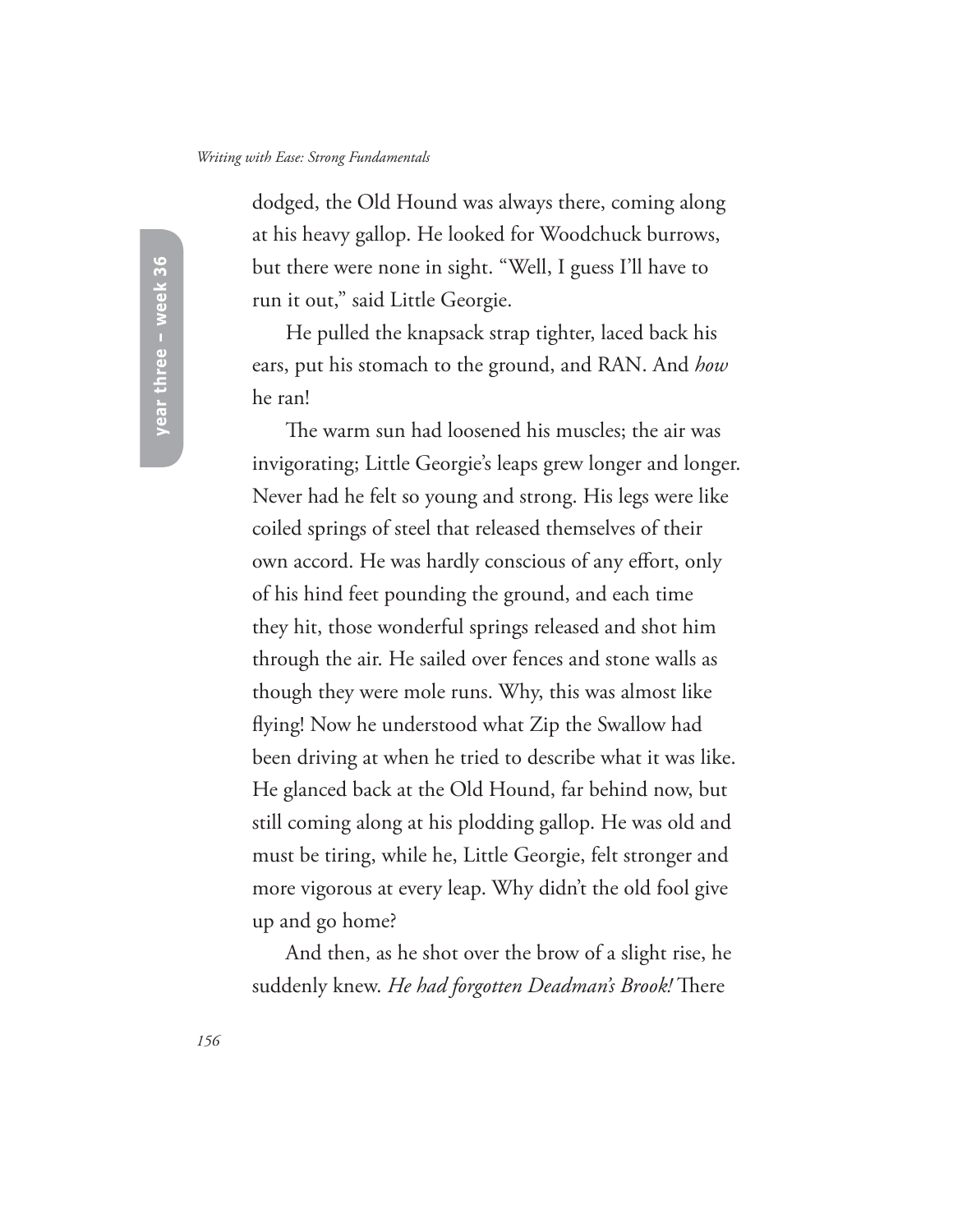dodged, the Old Hound was always there, coming along at his heavy gallop. He looked for Woodchuck burrows, but there were none in sight. "Well, I guess I'll have to run it out," said Little Georgie.

He pulled the knapsack strap tighter, laced back his ears, put his stomach to the ground, and RAN. And *how* he ran!

The warm sun had loosened his muscles; the air was invigorating; Little Georgie's leaps grew longer and longer. Never had he felt so young and strong. His legs were like coiled springs of steel that released themselves of their own accord. He was hardly conscious of any effort, only of his hind feet pounding the ground, and each time they hit, those wonderful springs released and shot him through the air. He sailed over fences and stone walls as though they were mole runs. Why, this was almost like flying! Now he understood what Zip the Swallow had been driving at when he tried to describe what it was like. He glanced back at the Old Hound, far behind now, but still coming along at his plodding gallop. He was old and must be tiring, while he, Little Georgie, felt stronger and more vigorous at every leap. Why didn't the old fool give up and go home?

And then, as he shot over the brow of a slight rise, he suddenly knew. *He had forgotten Deadman's Brook!* There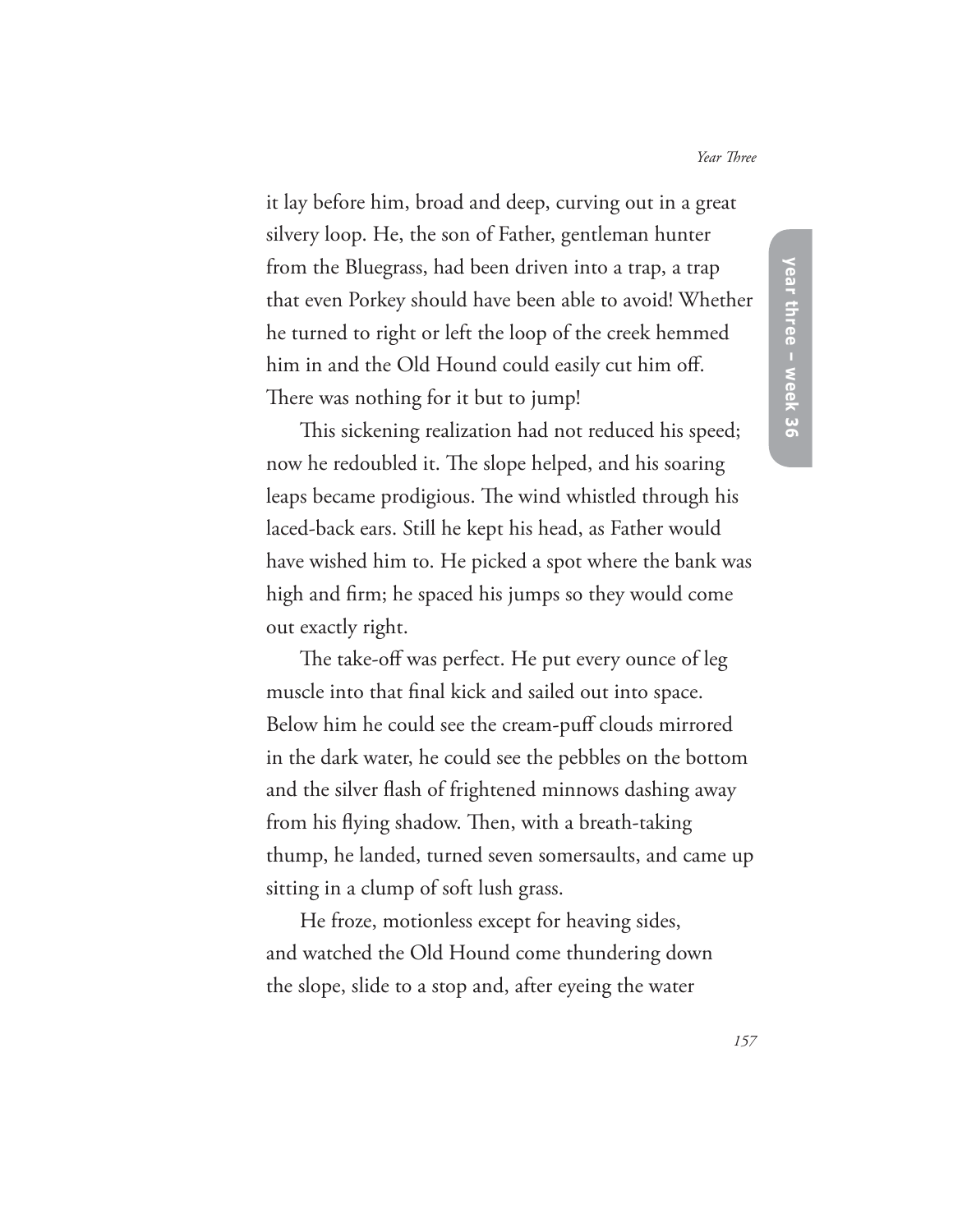it lay before him, broad and deep, curving out in a great silvery loop. He, the son of Father, gentleman hunter from the Bluegrass, had been driven into a trap, a trap that even Porkey should have been able to avoid! Whether he turned to right or left the loop of the creek hemmed him in and the Old Hound could easily cut him off. There was nothing for it but to jump!

This sickening realization had not reduced his speed; now he redoubled it. The slope helped, and his soaring leaps became prodigious. The wind whistled through his laced-back ears. Still he kept his head, as Father would have wished him to. He picked a spot where the bank was high and firm; he spaced his jumps so they would come out exactly right.

The take-off was perfect. He put every ounce of leg muscle into that final kick and sailed out into space. Below him he could see the cream-puff clouds mirrored in the dark water, he could see the pebbles on the bottom and the silver flash of frightened minnows dashing away from his flying shadow. Then, with a breath-taking thump, he landed, turned seven somersaults, and came up sitting in a clump of soft lush grass.

He froze, motionless except for heaving sides, and watched the Old Hound come thundering down the slope, slide to a stop and, after eyeing the water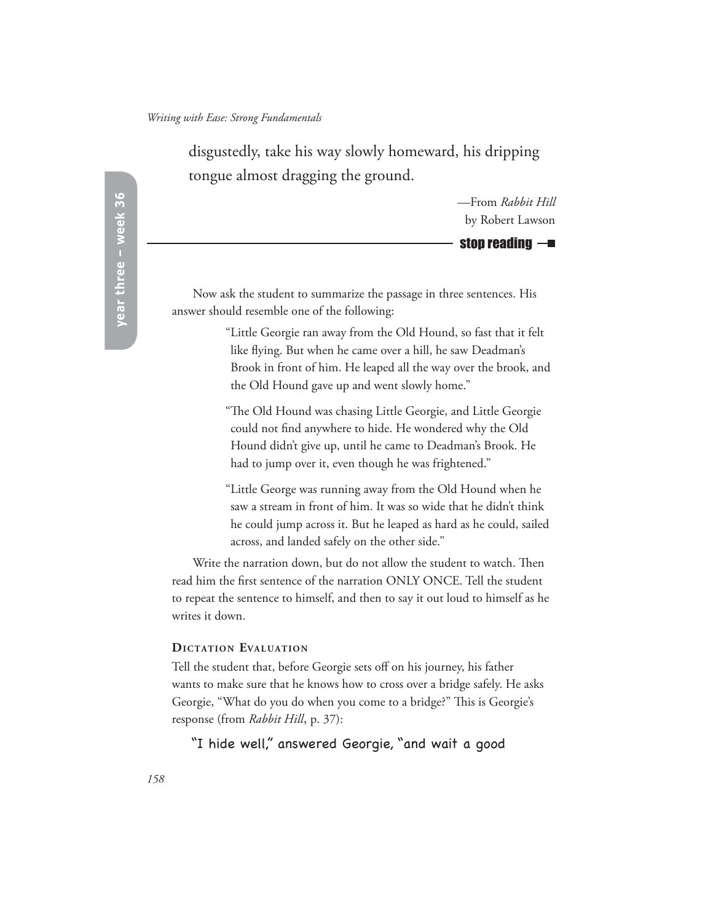disgustedly, take his way slowly homeward, his dripping tongue almost dragging the ground.

—From *Rabbit Hill*
by Robert Lawson

**stop reading**

---

Now ask the student to summarize the passage in three sentences. His answer should resemble one of the following:

> "Little Georgie ran away from the Old Hound, so fast that it felt like flying. But when he came over a hill, he saw Deadman's Brook in front of him. He leaped all the way over the brook, and the Old Hound gave up and went slowly home."

> "The Old Hound was chasing Little Georgie, and Little Georgie could not find anywhere to hide. He wondered why the Old Hound didn't give up, until he came to Deadman's Brook. He had to jump over it, even though he was frightened."

> "Little George was running away from the Old Hound when he saw a stream in front of him. It was so wide that he didn't think he could jump across it. But he leaped as hard as he could, sailed across, and landed safely on the other side."

Write the narration down, but do not allow the student to watch. Then read him the first sentence of the narration ONLY ONCE. Tell the student to repeat the sentence to himself, and then to say it out loud to himself as he writes it down.

### Dictation Evaluation

Tell the student that, before Georgie sets off on his journey, his father wants to make sure that he knows how to cross over a bridge safely. He asks Georgie, "What do you do when you come to a bridge?" This is Georgie's response (from *Rabbit Hill*, p. 37):

"I hide well," answered Georgie, "and wait a good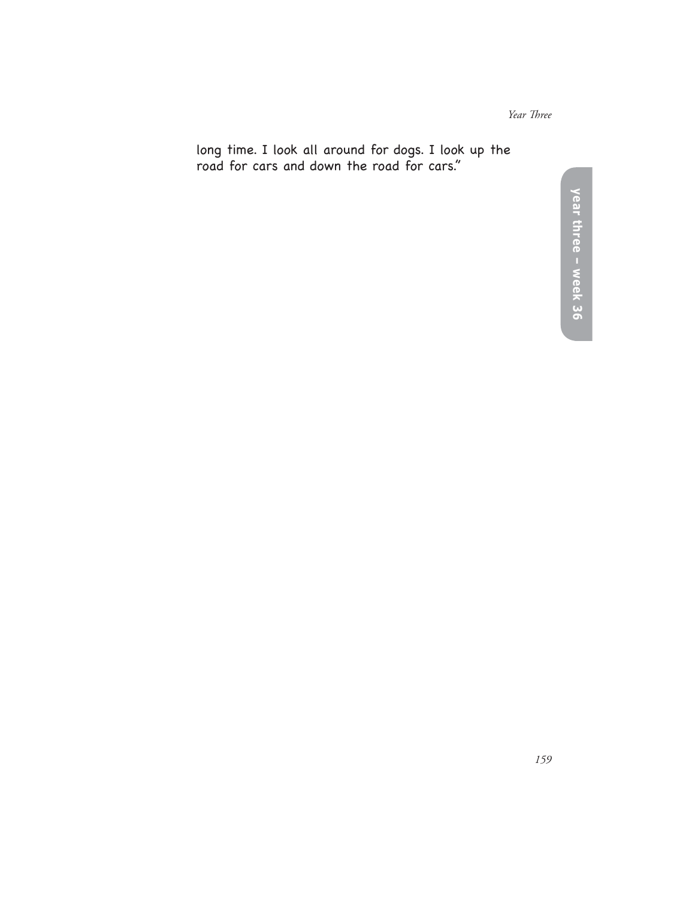long time. I look all around for dogs. I look up the road for cars and down the road for cars."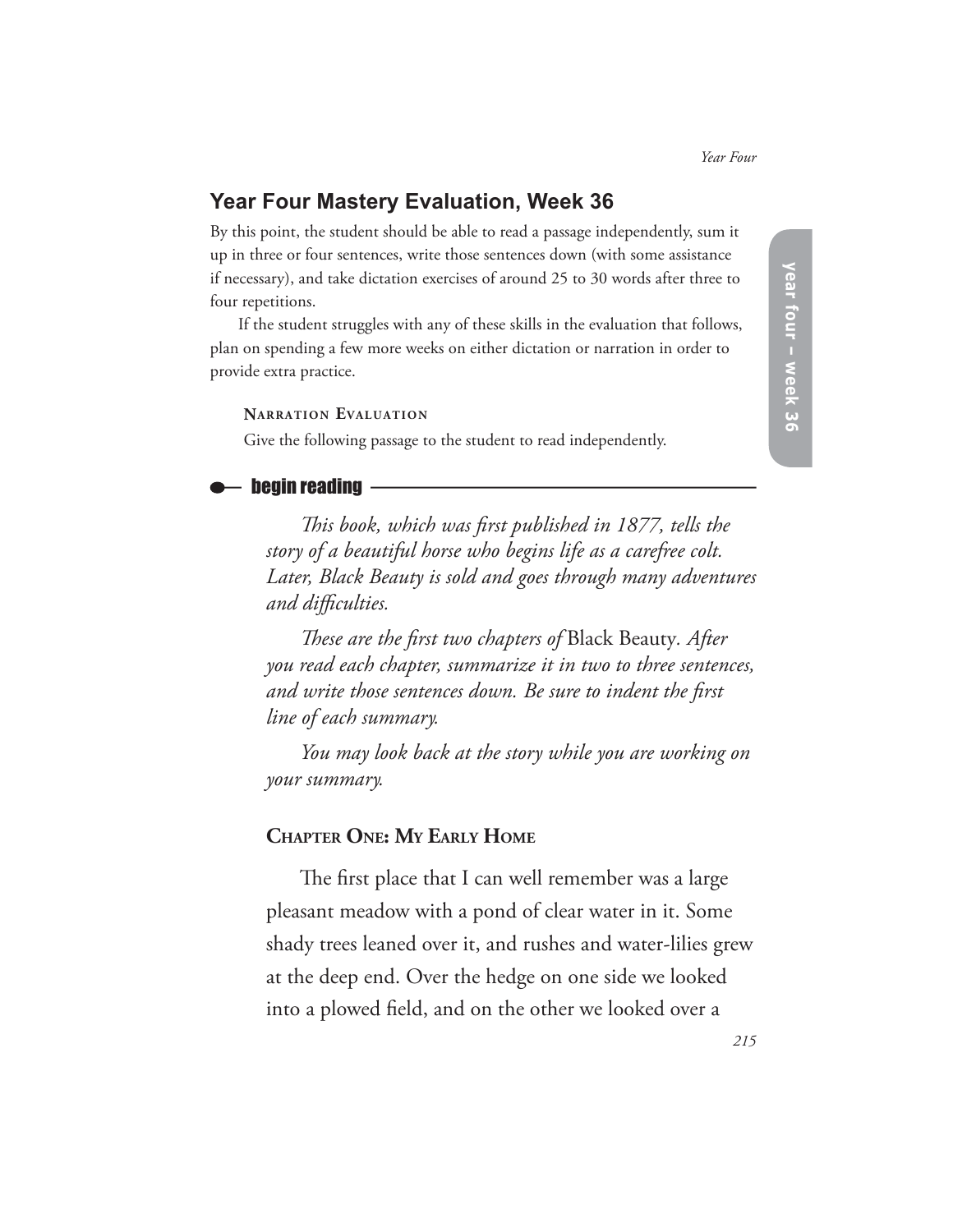## Year Four Mastery Evaluation, Week 36

By this point, the student should be able to read a passage independently, sum it up in three or four sentences, write those sentences down (with some assistance if necessary), and take dictation exercises of around 25 to 30 words after three to four repetitions.

If the student struggles with any of these skills in the evaluation that follows, plan on spending a few more weeks on either dictation or narration in order to provide extra practice.

**Narration Evaluation**

Give the following passage to the student to read independently.

**begin reading**

*This book, which was first published in 1877, tells the story of a beautiful horse who begins life as a carefree colt. Later, Black Beauty is sold and goes through many adventures and difficulties.*

*These are the first two chapters of* Black Beauty. *After you read each chapter, summarize it in two to three sentences, and write those sentences down. Be sure to indent the first line of each summary.*

*You may look back at the story while you are working on your summary.*

### Chapter One: My Early Home

The first place that I can well remember was a large pleasant meadow with a pond of clear water in it. Some shady trees leaned over it, and rushes and water-lilies grew at the deep end. Over the hedge on one side we looked into a plowed field, and on the other we looked over a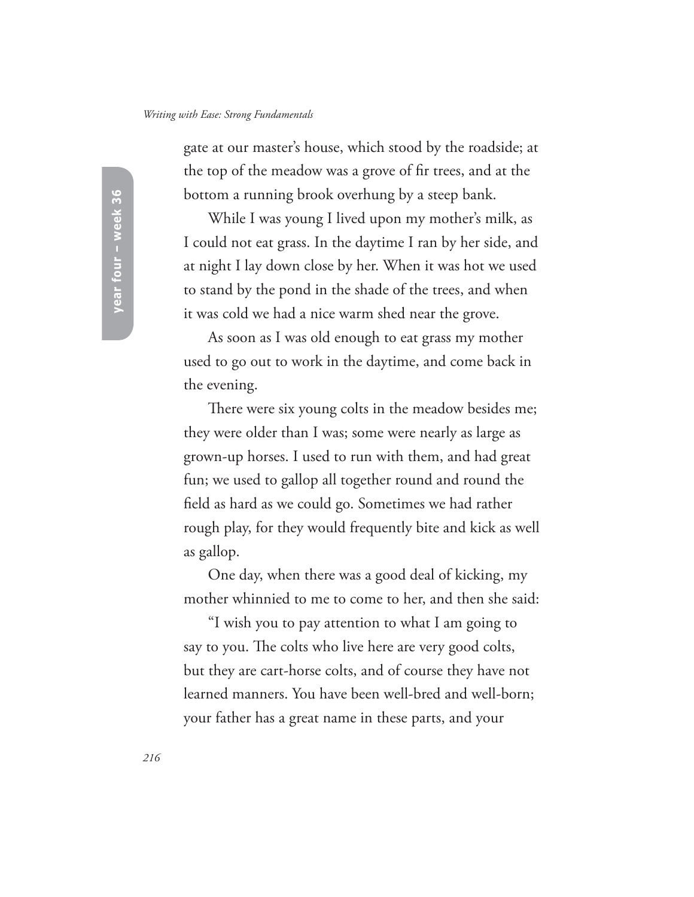gate at our master's house, which stood by the roadside; at the top of the meadow was a grove of fir trees, and at the bottom a running brook overhung by a steep bank.

While I was young I lived upon my mother's milk, as I could not eat grass. In the daytime I ran by her side, and at night I lay down close by her. When it was hot we used to stand by the pond in the shade of the trees, and when it was cold we had a nice warm shed near the grove.

As soon as I was old enough to eat grass my mother used to go out to work in the daytime, and come back in the evening.

There were six young colts in the meadow besides me; they were older than I was; some were nearly as large as grown-up horses. I used to run with them, and had great fun; we used to gallop all together round and round the field as hard as we could go. Sometimes we had rather rough play, for they would frequently bite and kick as well as gallop.

One day, when there was a good deal of kicking, my mother whinnied to me to come to her, and then she said:

"I wish you to pay attention to what I am going to say to you. The colts who live here are very good colts, but they are cart-horse colts, and of course they have not learned manners. You have been well-bred and well-born; your father has a great name in these parts, and your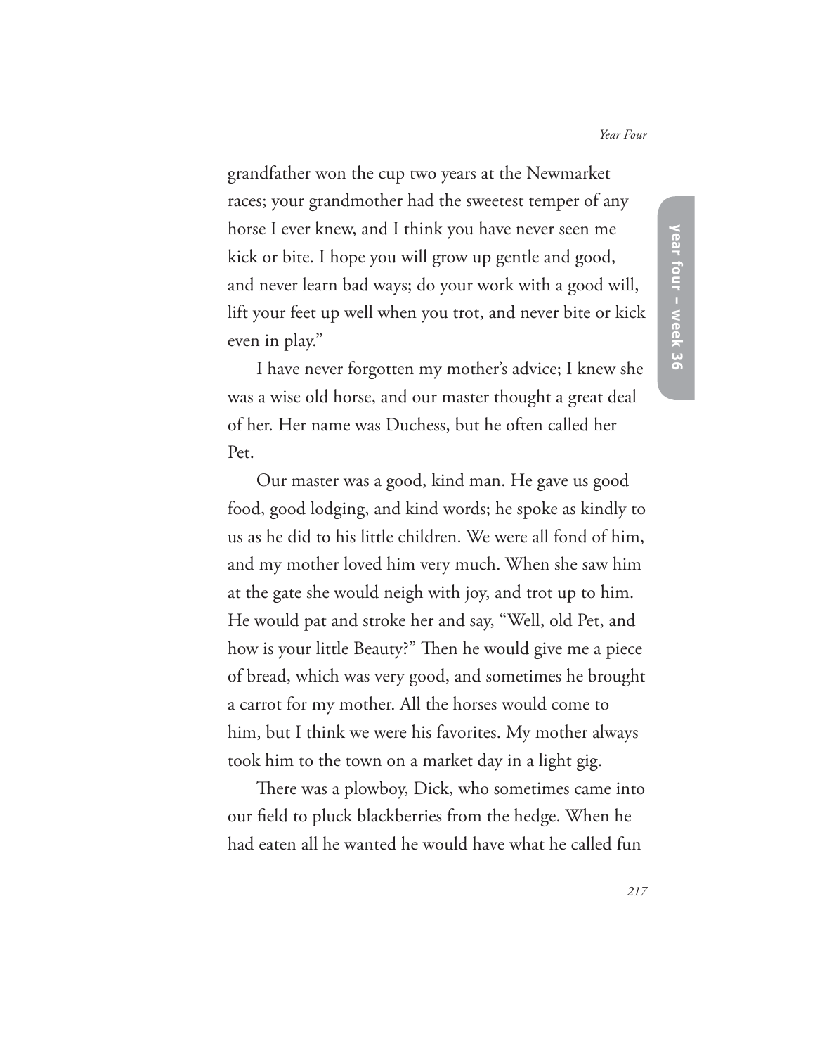grandfather won the cup two years at the Newmarket races; your grandmother had the sweetest temper of any horse I ever knew, and I think you have never seen me kick or bite. I hope you will grow up gentle and good, and never learn bad ways; do your work with a good will, lift your feet up well when you trot, and never bite or kick even in play."

I have never forgotten my mother's advice; I knew she was a wise old horse, and our master thought a great deal of her. Her name was Duchess, but he often called her Pet.

Our master was a good, kind man. He gave us good food, good lodging, and kind words; he spoke as kindly to us as he did to his little children. We were all fond of him, and my mother loved him very much. When she saw him at the gate she would neigh with joy, and trot up to him. He would pat and stroke her and say, "Well, old Pet, and how is your little Beauty?" Then he would give me a piece of bread, which was very good, and sometimes he brought a carrot for my mother. All the horses would come to him, but I think we were his favorites. My mother always took him to the town on a market day in a light gig.

There was a plowboy, Dick, who sometimes came into our field to pluck blackberries from the hedge. When he had eaten all he wanted he would have what he called fun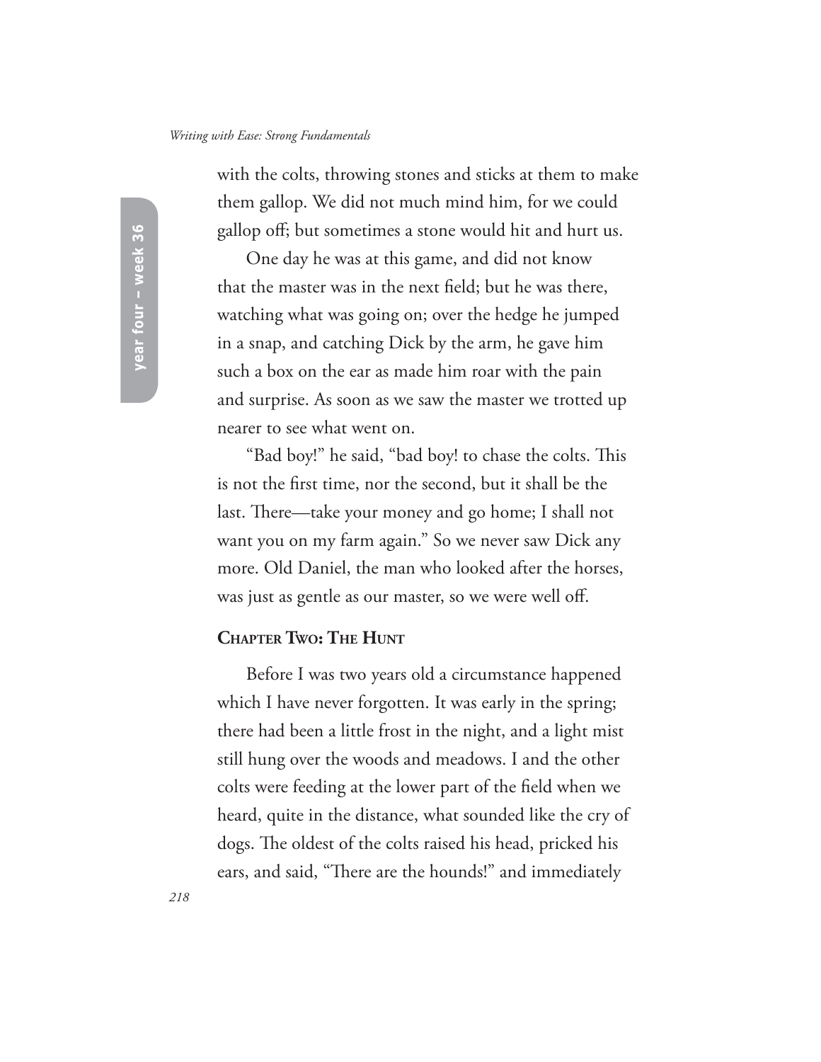with the colts, throwing stones and sticks at them to make them gallop. We did not much mind him, for we could gallop off; but sometimes a stone would hit and hurt us.

One day he was at this game, and did not know that the master was in the next field; but he was there, watching what was going on; over the hedge he jumped in a snap, and catching Dick by the arm, he gave him such a box on the ear as made him roar with the pain and surprise. As soon as we saw the master we trotted up nearer to see what went on.

"Bad boy!" he said, "bad boy! to chase the colts. This is not the first time, nor the second, but it shall be the last. There—take your money and go home; I shall not want you on my farm again." So we never saw Dick any more. Old Daniel, the man who looked after the horses, was just as gentle as our master, so we were well off.

### Chapter Two: The Hunt

Before I was two years old a circumstance happened which I have never forgotten. It was early in the spring; there had been a little frost in the night, and a light mist still hung over the woods and meadows. I and the other colts were feeding at the lower part of the field when we heard, quite in the distance, what sounded like the cry of dogs. The oldest of the colts raised his head, pricked his ears, and said, "There are the hounds!" and immediately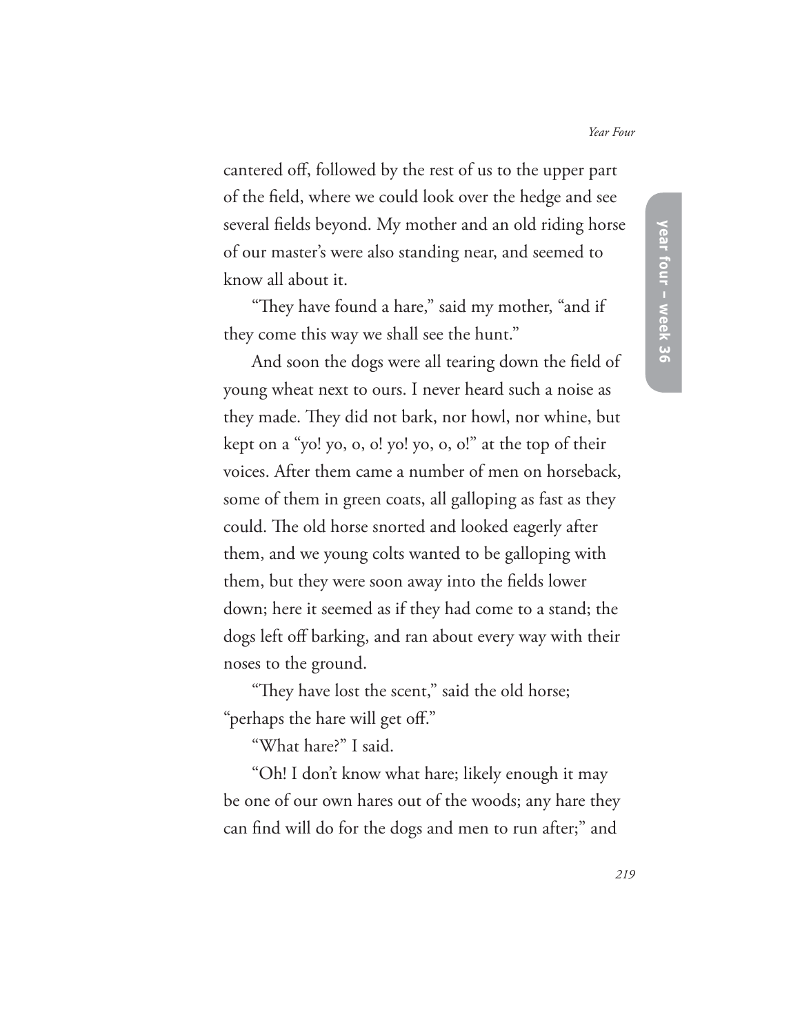cantered off, followed by the rest of us to the upper part of the field, where we could look over the hedge and see several fields beyond. My mother and an old riding horse of our master's were also standing near, and seemed to know all about it.

"They have found a hare," said my mother, "and if they come this way we shall see the hunt."

And soon the dogs were all tearing down the field of young wheat next to ours. I never heard such a noise as they made. They did not bark, nor howl, nor whine, but kept on a "yo! yo, o, o! yo! yo, o, o!" at the top of their voices. After them came a number of men on horseback, some of them in green coats, all galloping as fast as they could. The old horse snorted and looked eagerly after them, and we young colts wanted to be galloping with them, but they were soon away into the fields lower down; here it seemed as if they had come to a stand; the dogs left off barking, and ran about every way with their noses to the ground.

"They have lost the scent," said the old horse; "perhaps the hare will get off."

"What hare?" I said.

"Oh! I don't know what hare; likely enough it may be one of our own hares out of the woods; any hare they can find will do for the dogs and men to run after;" and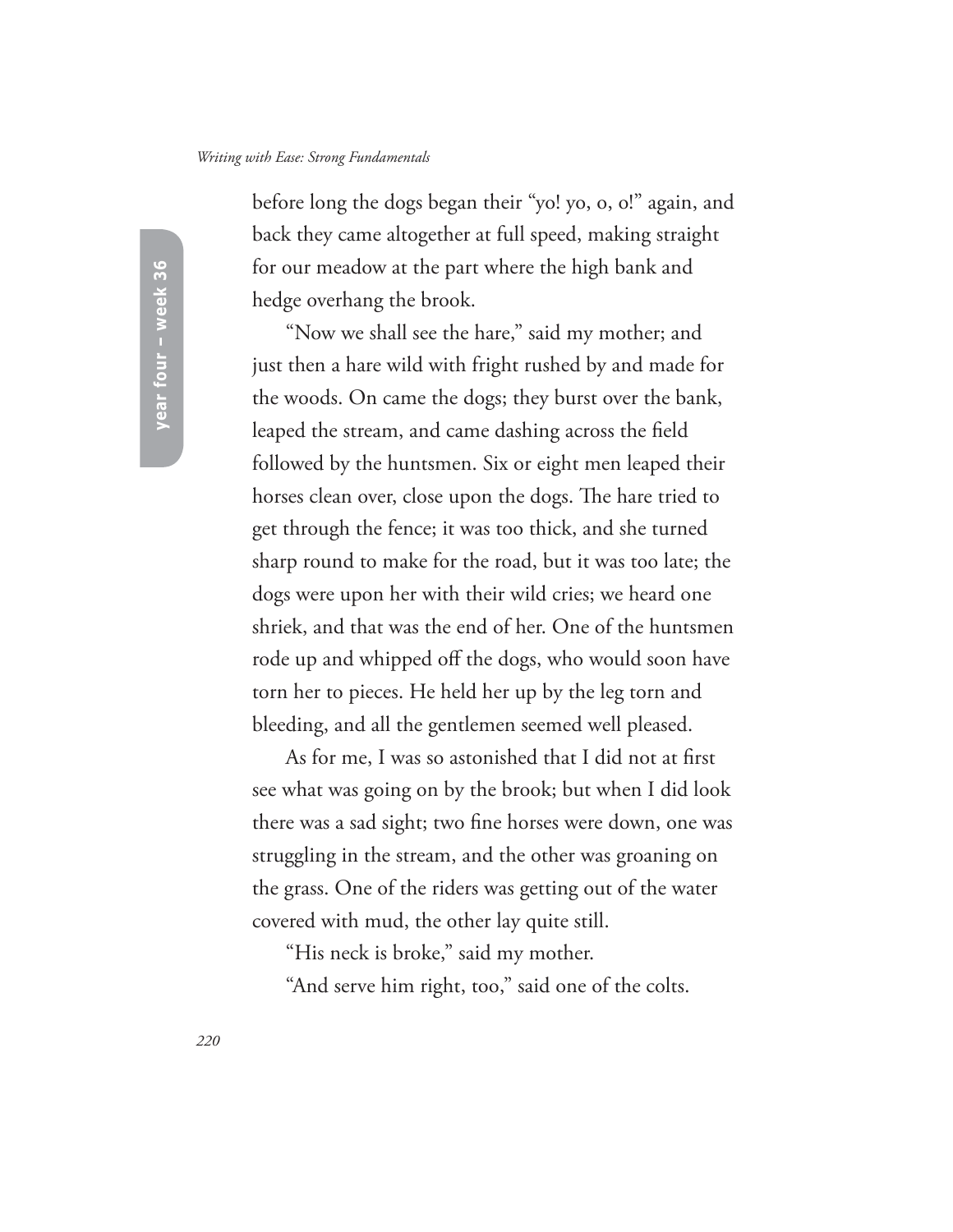before long the dogs began their "yo! yo, o, o!" again, and back they came altogether at full speed, making straight for our meadow at the part where the high bank and hedge overhang the brook.

"Now we shall see the hare," said my mother; and just then a hare wild with fright rushed by and made for the woods. On came the dogs; they burst over the bank, leaped the stream, and came dashing across the field followed by the huntsmen. Six or eight men leaped their horses clean over, close upon the dogs. The hare tried to get through the fence; it was too thick, and she turned sharp round to make for the road, but it was too late; the dogs were upon her with their wild cries; we heard one shriek, and that was the end of her. One of the huntsmen rode up and whipped off the dogs, who would soon have torn her to pieces. He held her up by the leg torn and bleeding, and all the gentlemen seemed well pleased.

As for me, I was so astonished that I did not at first see what was going on by the brook; but when I did look there was a sad sight; two fine horses were down, one was struggling in the stream, and the other was groaning on the grass. One of the riders was getting out of the water covered with mud, the other lay quite still.

"His neck is broke," said my mother.

"And serve him right, too," said one of the colts.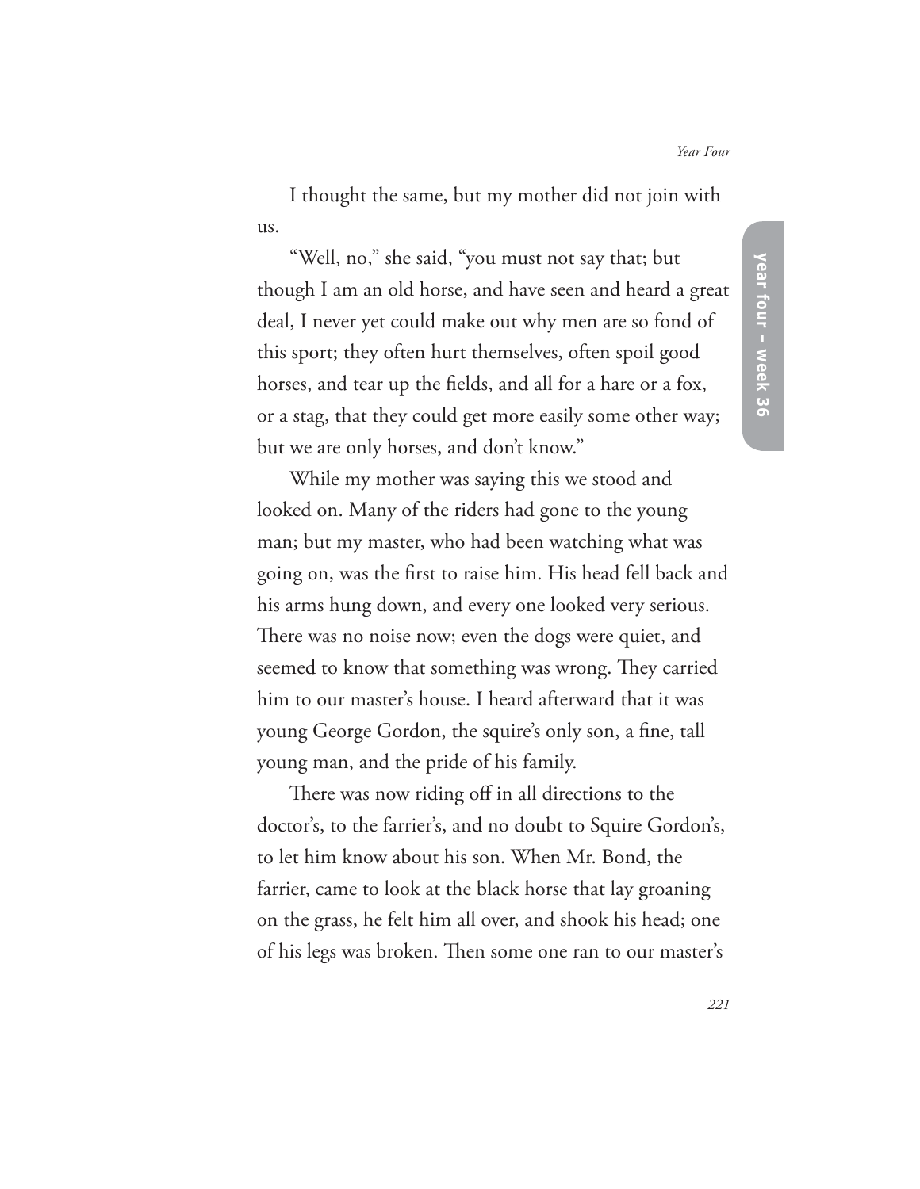I thought the same, but my mother did not join with us.

"Well, no," she said, "you must not say that; but though I am an old horse, and have seen and heard a great deal, I never yet could make out why men are so fond of this sport; they often hurt themselves, often spoil good horses, and tear up the fields, and all for a hare or a fox, or a stag, that they could get more easily some other way; but we are only horses, and don't know."

While my mother was saying this we stood and looked on. Many of the riders had gone to the young man; but my master, who had been watching what was going on, was the first to raise him. His head fell back and his arms hung down, and every one looked very serious. There was no noise now; even the dogs were quiet, and seemed to know that something was wrong. They carried him to our master's house. I heard afterward that it was young George Gordon, the squire's only son, a fine, tall young man, and the pride of his family.

There was now riding off in all directions to the doctor's, to the farrier's, and no doubt to Squire Gordon's, to let him know about his son. When Mr. Bond, the farrier, came to look at the black horse that lay groaning on the grass, he felt him all over, and shook his head; one of his legs was broken. Then some one ran to our master's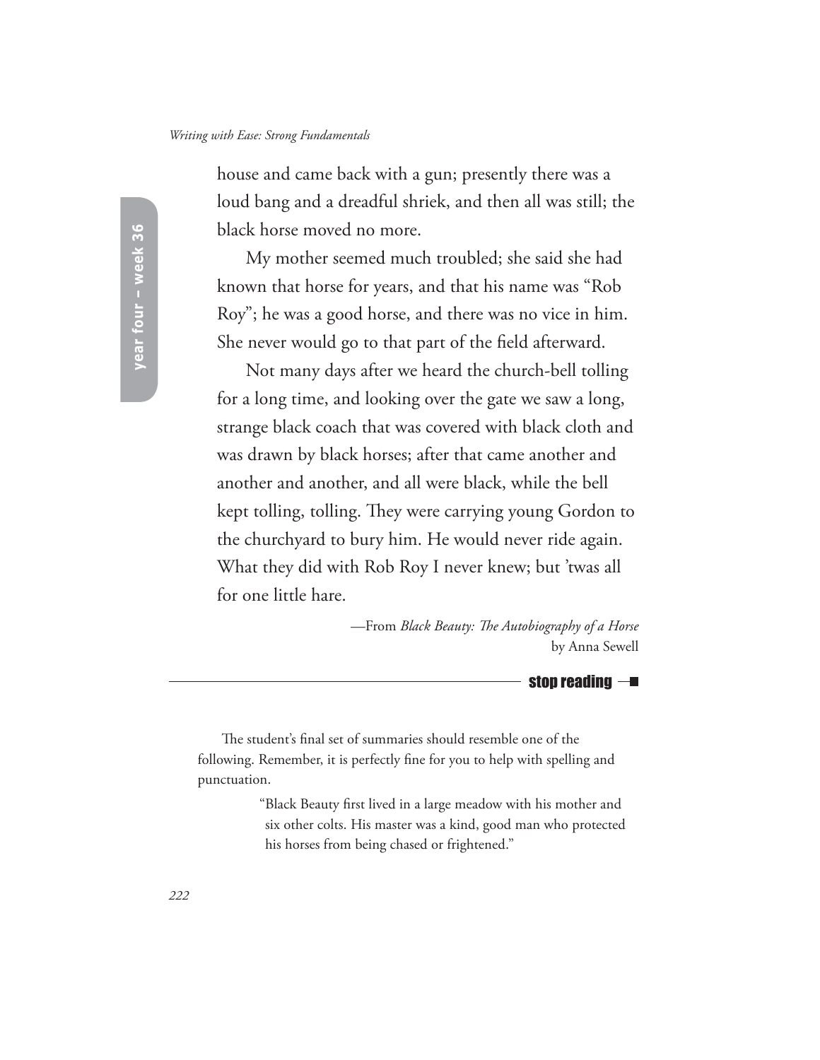house and came back with a gun; presently there was a loud bang and a dreadful shriek, and then all was still; the black horse moved no more.

My mother seemed much troubled; she said she had known that horse for years, and that his name was "Rob Roy"; he was a good horse, and there was no vice in him. She never would go to that part of the field afterward.

Not many days after we heard the church-bell tolling for a long time, and looking over the gate we saw a long, strange black coach that was covered with black cloth and was drawn by black horses; after that came another and another and another, and all were black, while the bell kept tolling, tolling. They were carrying young Gordon to the churchyard to bury him. He would never ride again. What they did with Rob Roy I never knew; but 'twas all for one little hare.

—From *Black Beauty: The Autobiography of a Horse* by Anna Sewell

**stop reading**

---

The student's final set of summaries should resemble one of the following. Remember, it is perfectly fine for you to help with spelling and punctuation.

> "Black Beauty first lived in a large meadow with his mother and six other colts. His master was a kind, good man who protected his horses from being chased or frightened."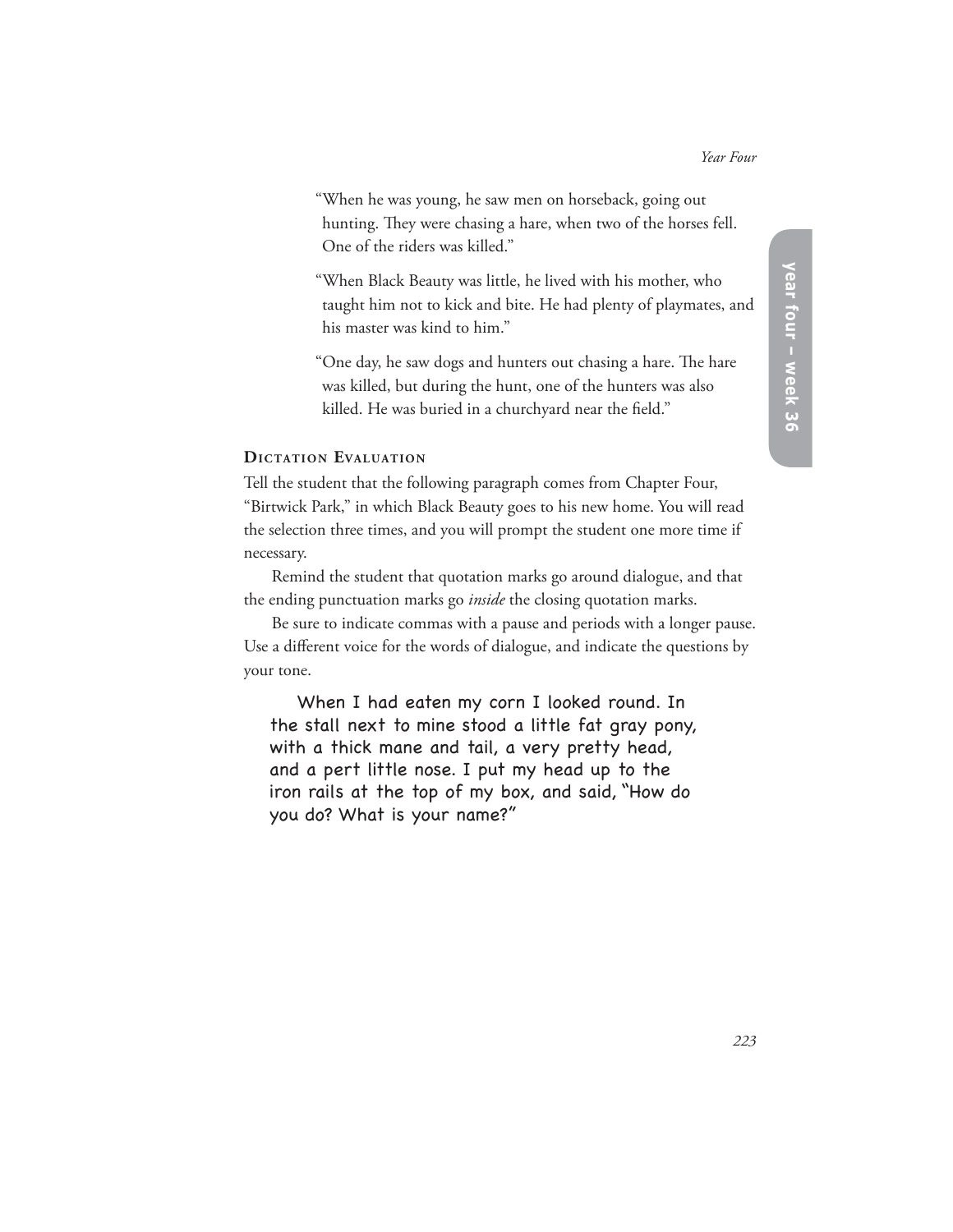"When he was young, he saw men on horseback, going out hunting. They were chasing a hare, when two of the horses fell. One of the riders was killed."

"When Black Beauty was little, he lived with his mother, who taught him not to kick and bite. He had plenty of playmates, and his master was kind to him."

"One day, he saw dogs and hunters out chasing a hare. The hare was killed, but during the hunt, one of the hunters was also killed. He was buried in a churchyard near the field."

### Dictation Evaluation

Tell the student that the following paragraph comes from Chapter Four, "Birtwick Park," in which Black Beauty goes to his new home. You will read the selection three times, and you will prompt the student one more time if necessary.

Remind the student that quotation marks go around dialogue, and that the ending punctuation marks go *inside* the closing quotation marks.

Be sure to indicate commas with a pause and periods with a longer pause. Use a different voice for the words of dialogue, and indicate the questions by your tone.

> When I had eaten my corn I looked round. In the stall next to mine stood a little fat gray pony, with a thick mane and tail, a very pretty head, and a pert little nose. I put my head up to the iron rails at the top of my box, and said, "How do you do? What is your name?"